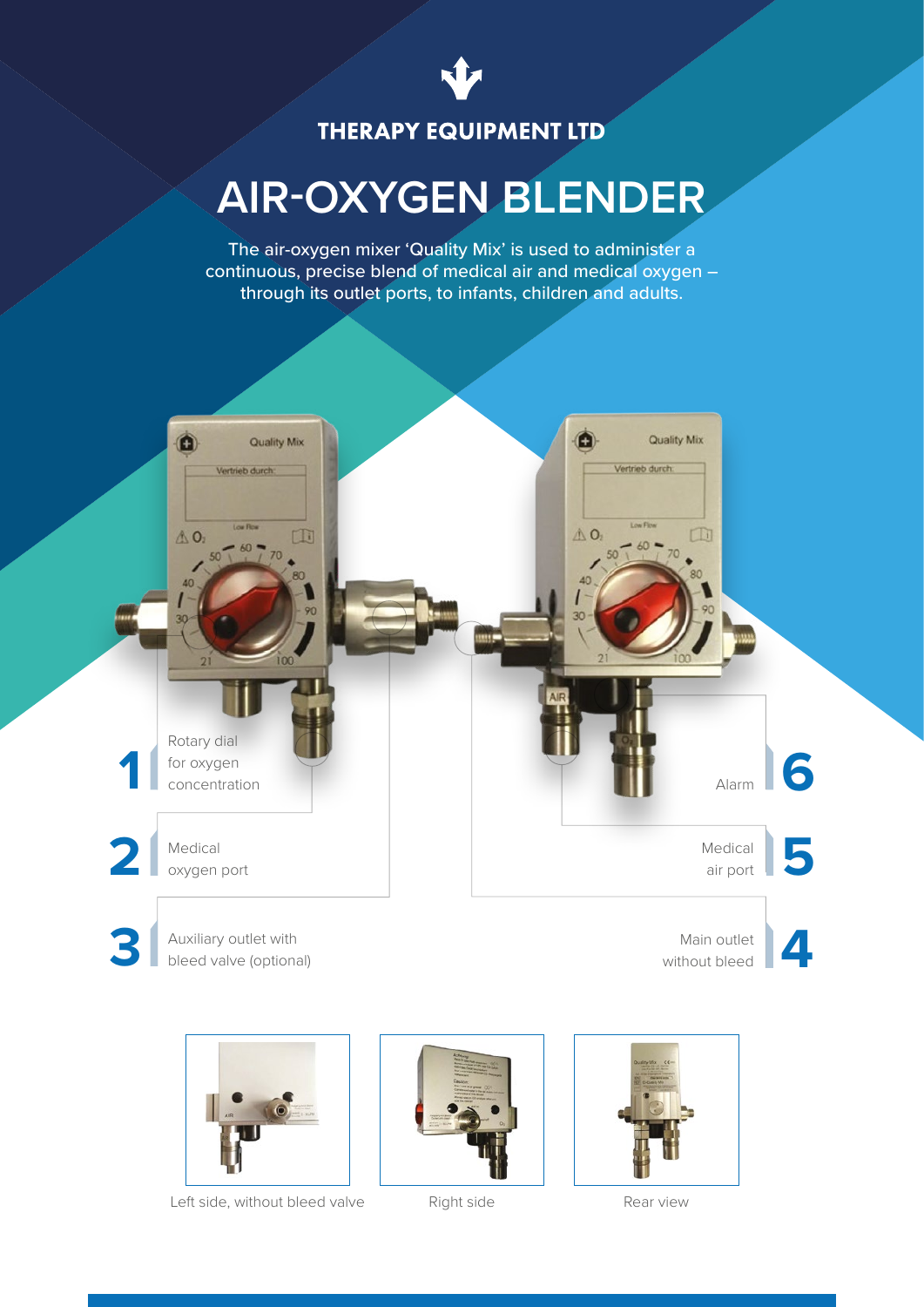THERAPY EQUIPMENT LTD

# AIR-OXYGEN BLENDER

The air-oxygen mixer 'Quality Mix' is used to administer a continuous, precise blend of medical air and medical oxygen – through its outlet ports, to infants, children and adults.

1. Rotary dial for oxygen concentration
2. Medical oxygen port
3. Auxiliary outlet with bleed valve (optional)
4. Main outlet without bleed
5. Medical air port
6. Alarm

Left side, without bleed valve

Right side

Rear view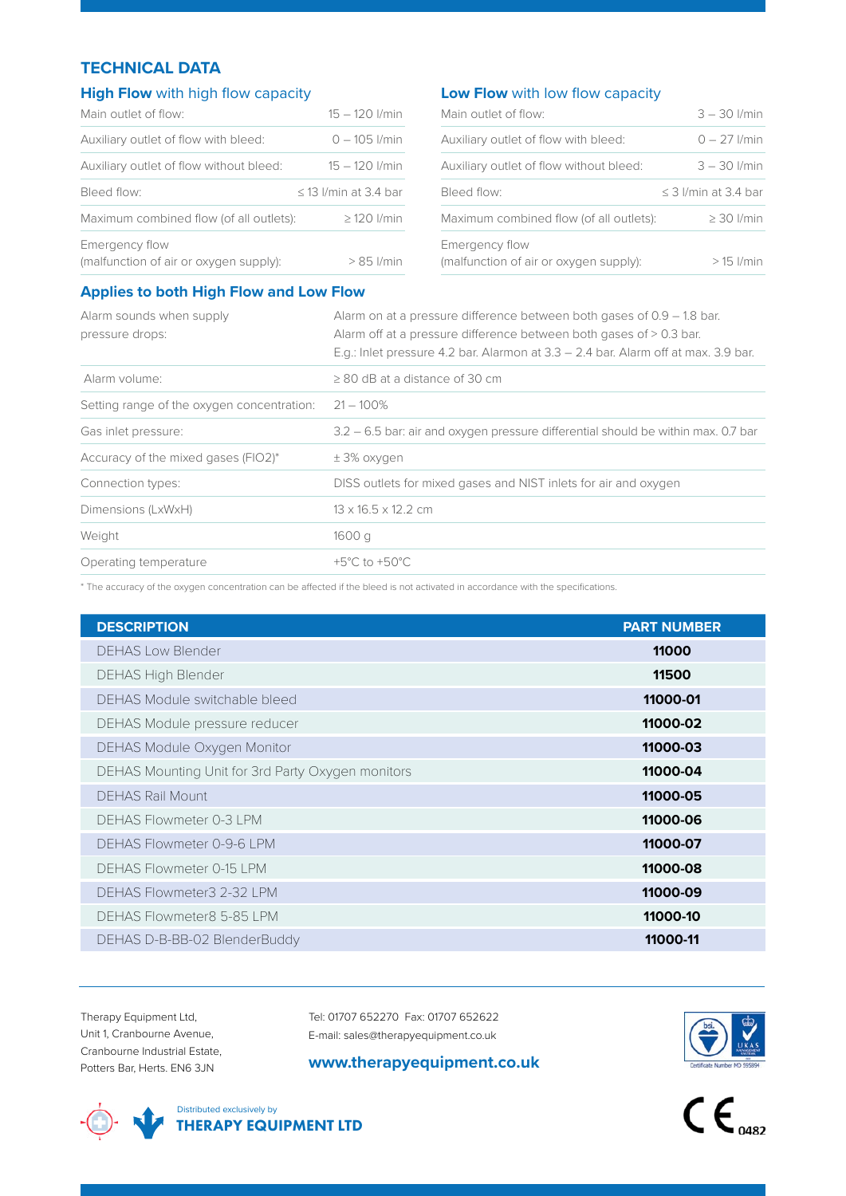# TECHNICAL DATA

## High Flow with high flow capacity

| | |
|---|---|
| Main outlet of flow: | 15 – 120 l/min |
| Auxiliary outlet of flow with bleed: | 0 – 105 l/min |
| Auxiliary outlet of flow without bleed: | 15 – 120 l/min |
| Bleed flow: | ≤ 13 l/min at 3.4 bar |
| Maximum combined flow (of all outlets): | ≥ 120 l/min |
| Emergency flow (malfunction of air or oxygen supply): | > 85 l/min |

## Low Flow with low flow capacity

| | |
|---|---|
| Main outlet of flow: | 3 – 30 l/min |
| Auxiliary outlet of flow with bleed: | 0 – 27 l/min |
| Auxiliary outlet of flow without bleed: | 3 – 30 l/min |
| Bleed flow: | ≤ 3 l/min at 3.4 bar |
| Maximum combined flow (of all outlets): | ≥ 30 l/min |
| Emergency flow (malfunction of air or oxygen supply): | > 15 l/min |

## Applies to both High Flow and Low Flow

| | |
|---|---|
| Alarm sounds when supply pressure drops: | Alarm on at a pressure difference between both gases of 0.9 – 1.8 bar. Alarm off at a pressure difference between both gases of > 0.3 bar. E.g.: Inlet pressure 4.2 bar. Alarmon at 3.3 – 2.4 bar. Alarm off at max. 3.9 bar. |
| Alarm volume: | ≥ 80 dB at a distance of 30 cm |
| Setting range of the oxygen concentration: | 21 – 100% |
| Gas inlet pressure: | 3.2 – 6.5 bar: air and oxygen pressure differential should be within max. 0.7 bar |
| Accuracy of the mixed gases (FIO2)* | ± 3% oxygen |
| Connection types: | DISS outlets for mixed gases and NIST inlets for air and oxygen |
| Dimensions (LxWxH) | 13 x 16.5 x 12.2 cm |
| Weight | 1600 g |
| Operating temperature | +5°C to +50°C |

* The accuracy of the oxygen concentration can be affected if the bleed is not activated in accordance with the specifications.

| DESCRIPTION | PART NUMBER |
|---|---|
| DEHAS Low Blender | **11000** |
| DEHAS High Blender | **11500** |
| DEHAS Module switchable bleed | **11000-01** |
| DEHAS Module pressure reducer | **11000-02** |
| DEHAS Module Oxygen Monitor | **11000-03** |
| DEHAS Mounting Unit for 3rd Party Oxygen monitors | **11000-04** |
| DEHAS Rail Mount | **11000-05** |
| DEHAS Flowmeter 0-3 LPM | **11000-06** |
| DEHAS Flowmeter 0-9-6 LPM | **11000-07** |
| DEHAS Flowmeter 0-15 LPM | **11000-08** |
| DEHAS Flowmeter3 2-32 LPM | **11000-09** |
| DEHAS Flowmeter8 5-85 LPM | **11000-10** |
| DEHAS D-B-BB-02 BlenderBuddy | **11000-11** |

Therapy Equipment Ltd,
Unit 1, Cranbourne Avenue,
Cranbourne Industrial Estate,
Potters Bar, Herts. EN6 3JN

Tel: 01707 652270 Fax: 01707 652622
E-mail: sales@therapyequipment.co.uk

**www.therapyequipment.co.uk**

Certificate Number MD 595894

Distributed exclusively by
**THERAPY EQUIPMENT LTD**

CE 0482